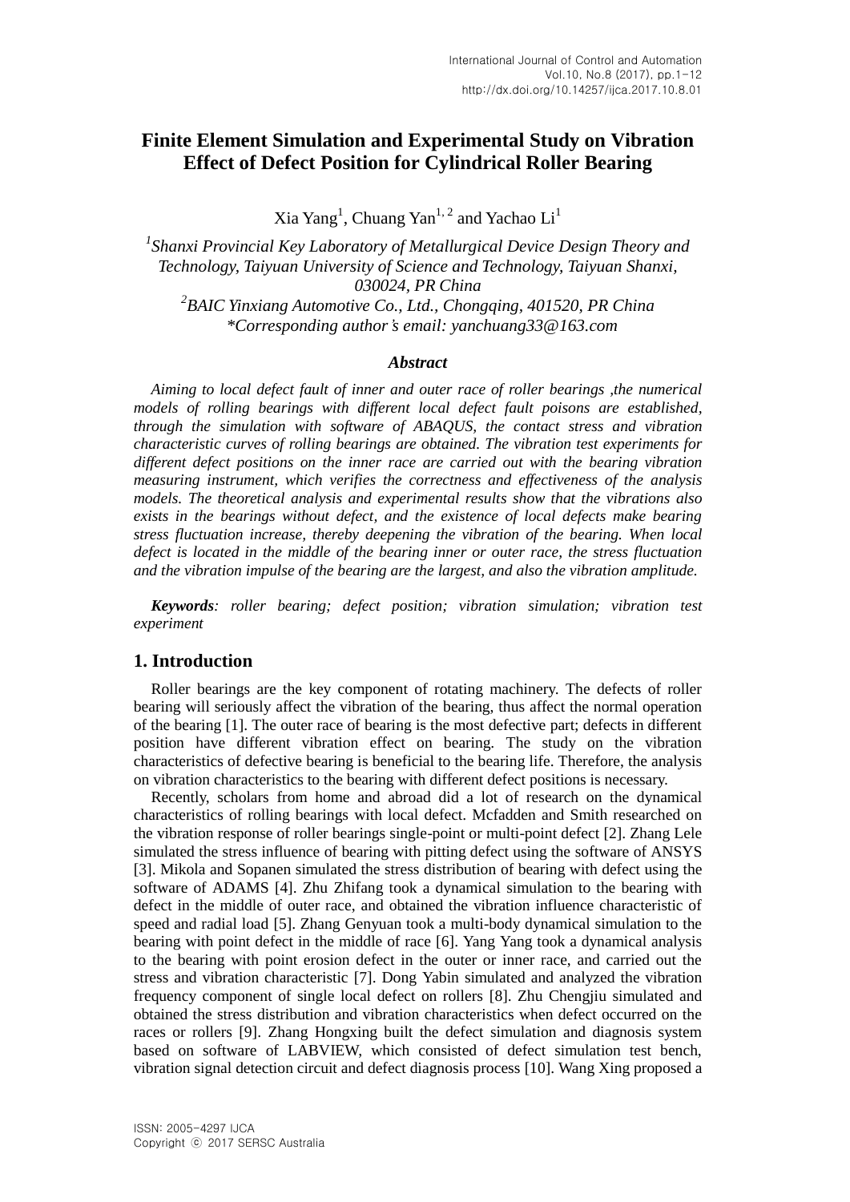# Finite Element Simulation and Experimental Study on Vibration Effect of Defect Position for Cylindrical Roller Bearing

Xia Yang[1], Chuang Yan[1, 2] and Yachao Li[1]

*[1]Shanxi Provincial Key Laboratory of Metallurgical Device Design Theory and Technology, Taiyuan University of Science and Technology, Taiyuan Shanxi, 030024, PR China*
*[2]BAIC Yinxiang Automotive Co., Ltd., Chongqing, 401520, PR China*
*\*Corresponding author's email: yanchuang33@163.com*

### *Abstract*

*Aiming to local defect fault of inner and outer race of roller bearings ,the numerical models of rolling bearings with different local defect fault poisons are established, through the simulation with software of ABAQUS, the contact stress and vibration characteristic curves of rolling bearings are obtained. The vibration test experiments for different defect positions on the inner race are carried out with the bearing vibration measuring instrument, which verifies the correctness and effectiveness of the analysis models. The theoretical analysis and experimental results show that the vibrations also exists in the bearings without defect, and the existence of local defects make bearing stress fluctuation increase, thereby deepening the vibration of the bearing. When local defect is located in the middle of the bearing inner or outer race, the stress fluctuation and the vibration impulse of the bearing are the largest, and also the vibration amplitude.*

***Keywords**: roller bearing; defect position; vibration simulation; vibration test experiment*

## 1. Introduction

Roller bearings are the key component of rotating machinery. The defects of roller bearing will seriously affect the vibration of the bearing, thus affect the normal operation of the bearing [1]. The outer race of bearing is the most defective part; defects in different position have different vibration effect on bearing. The study on the vibration characteristics of defective bearing is beneficial to the bearing life. Therefore, the analysis on vibration characteristics to the bearing with different defect positions is necessary.

Recently, scholars from home and abroad did a lot of research on the dynamical characteristics of rolling bearings with local defect. Mcfadden and Smith researched on the vibration response of roller bearings single-point or multi-point defect [2]. Zhang Lele simulated the stress influence of bearing with pitting defect using the software of ANSYS [3]. Mikola and Sopanen simulated the stress distribution of bearing with defect using the software of ADAMS [4]. Zhu Zhifang took a dynamical simulation to the bearing with defect in the middle of outer race, and obtained the vibration influence characteristic of speed and radial load [5]. Zhang Genyuan took a multi-body dynamical simulation to the bearing with point defect in the middle of race [6]. Yang Yang took a dynamical analysis to the bearing with point erosion defect in the outer or inner race, and carried out the stress and vibration characteristic [7]. Dong Yabin simulated and analyzed the vibration frequency component of single local defect on rollers [8]. Zhu Chengjiu simulated and obtained the stress distribution and vibration characteristics when defect occurred on the races or rollers [9]. Zhang Hongxing built the defect simulation and diagnosis system based on software of LABVIEW, which consisted of defect simulation test bench, vibration signal detection circuit and defect diagnosis process [10]. Wang Xing proposed a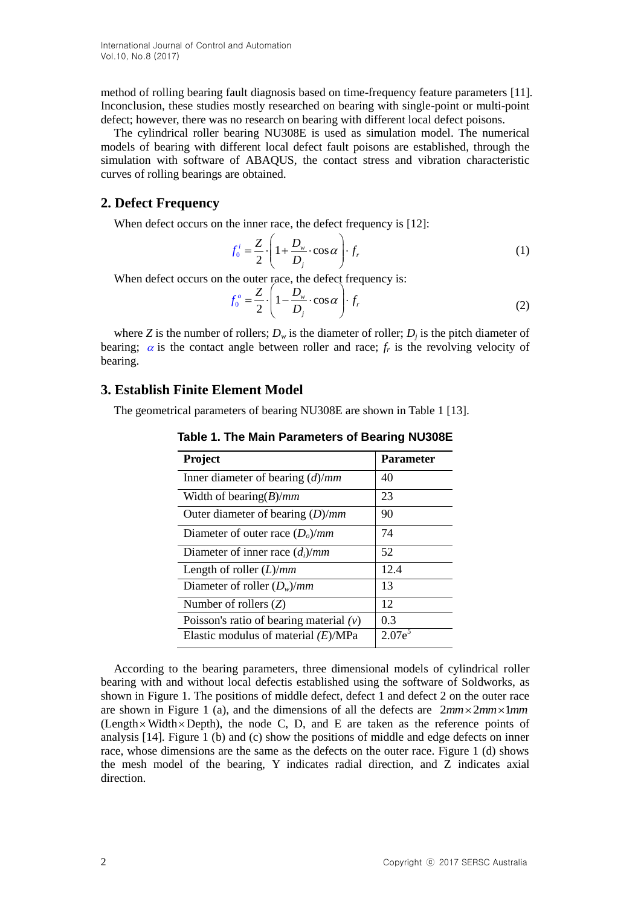method of rolling bearing fault diagnosis based on time-frequency feature parameters [11]. Inconclusion, these studies mostly researched on bearing with single-point or multi-point defect; however, there was no research on bearing with different local defect poisons.

The cylindrical roller bearing NU308E is used as simulation model. The numerical models of bearing with different local defect fault poisons are established, through the simulation with software of ABAQUS, the contact stress and vibration characteristic curves of rolling bearings are obtained.

## 2. Defect Frequency

When defect occurs on the inner race, the defect frequency is [12]:

$$f_0^i = \frac{Z}{2} \cdot \left(1 + \frac{D_w}{D_j} \cdot \cos\alpha\right) \cdot f_r \tag{1}$$

When defect occurs on the outer race, the defect frequency is:

$$f_0^o = \frac{Z}{2} \cdot \left(1 - \frac{D_w}{D_j} \cdot \cos\alpha\right) \cdot f_r \tag{2}$$

where $Z$ is the number of rollers; $D_w$ is the diameter of roller; $D_j$ is the pitch diameter of bearing; $\alpha$ is the contact angle between roller and race; $f_r$ is the revolving velocity of bearing.

## 3. Establish Finite Element Model

The geometrical parameters of bearing NU308E are shown in Table 1 [13].

**Table 1. The Main Parameters of Bearing NU308E**

| Project | Parameter |
|---|---|
| Inner diameter of bearing ($d$)/$mm$ | 40 |
| Width of bearing($B$)/$mm$ | 23 |
| Outer diameter of bearing ($D$)/$mm$ | 90 |
| Diameter of outer race ($D_o$)/$mm$ | 74 |
| Diameter of inner race ($d_i$)/$mm$ | 52 |
| Length of roller ($L$)/$mm$ | 12.4 |
| Diameter of roller ($D_w$)/$mm$ | 13 |
| Number of rollers ($Z$) | 12 |
| Poisson's ratio of bearing material ($v$) | 0.3 |
| Elastic modulus of material ($E$)/MPa | $2.07e^5$ |

According to the bearing parameters, three dimensional models of cylindrical roller bearing with and without local defectis established using the software of Soldworks, as shown in Figure 1. The positions of middle defect, defect 1 and defect 2 on the outer race are shown in Figure 1 (a), and the dimensions of all the defects are $2mm \times 2mm \times 1mm$ (Length$\times$Width$\times$Depth), the node C, D, and E are taken as the reference points of analysis [14]. Figure 1 (b) and (c) show the positions of middle and edge defects on inner race, whose dimensions are the same as the defects on the outer race. Figure 1 (d) shows the mesh model of the bearing, Y indicates radial direction, and Z indicates axial direction.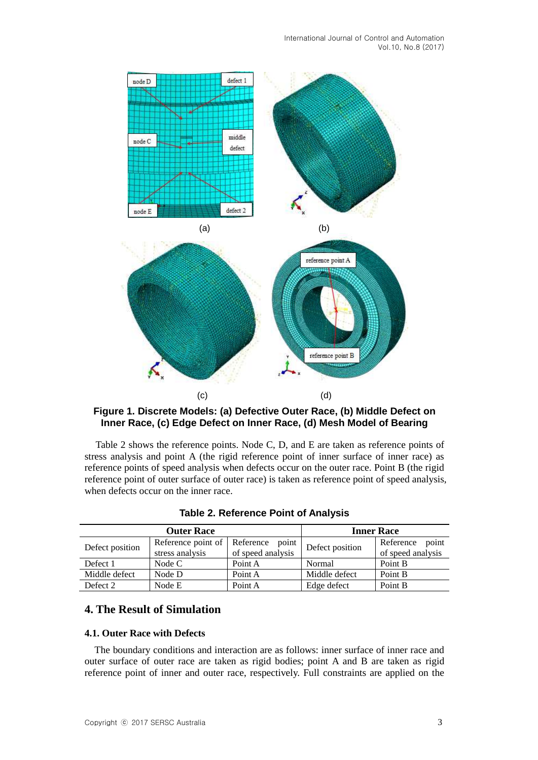**Figure 1. Discrete Models: (a) Defective Outer Race, (b) Middle Defect on Inner Race, (c) Edge Defect on Inner Race, (d) Mesh Model of Bearing**

Table 2 shows the reference points. Node C, D, and E are taken as reference points of stress analysis and point A (the rigid reference point of inner surface of inner race) as reference points of speed analysis when defects occur on the outer race. Point B (the rigid reference point of outer surface of outer race) is taken as reference point of speed analysis, when defects occur on the inner race.

**Table 2. Reference Point of Analysis**

| Outer Race | | | Inner Race | |
|---|---|---|---|---|
| Defect position | Reference point of stress analysis | Reference point of speed analysis | Defect position | Reference point of speed analysis |
| Defect 1 | Node C | Point A | Normal | Point B |
| Middle defect | Node D | Point A | Middle defect | Point B |
| Defect 2 | Node E | Point A | Edge defect | Point B |

## 4. The Result of Simulation

### 4.1. Outer Race with Defects

The boundary conditions and interaction are as follows: inner surface of inner race and outer surface of outer race are taken as rigid bodies; point A and B are taken as rigid reference point of inner and outer race, respectively. Full constraints are applied on the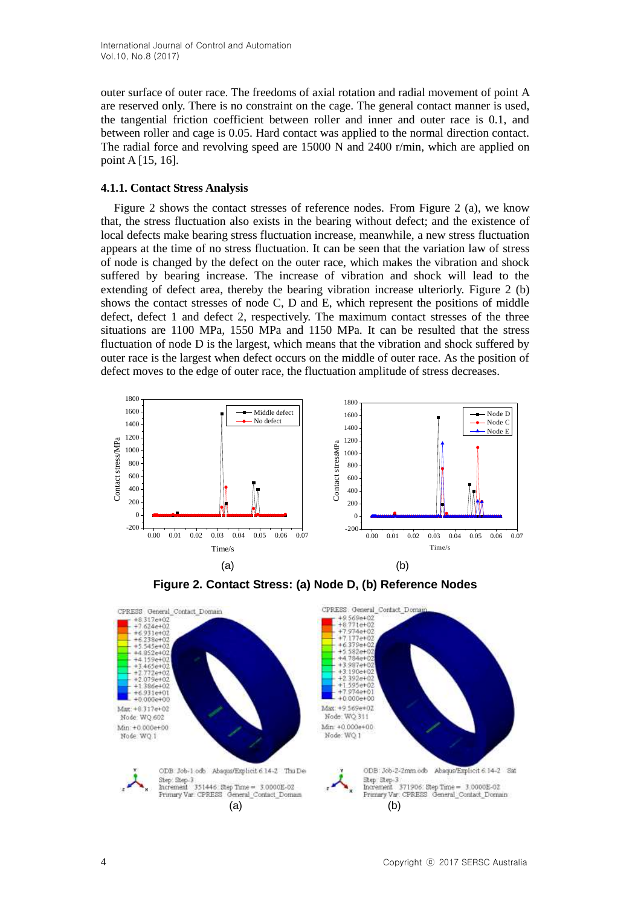outer surface of outer race. The freedoms of axial rotation and radial movement of point A are reserved only. There is no constraint on the cage. The general contact manner is used, the tangential friction coefficient between roller and inner and outer race is 0.1, and between roller and cage is 0.05. Hard contact was applied to the normal direction contact. The radial force and revolving speed are 15000 N and 2400 r/min, which are applied on point A [15, 16].

#### 4.1.1. Contact Stress Analysis

Figure 2 shows the contact stresses of reference nodes. From Figure 2 (a), we know that, the stress fluctuation also exists in the bearing without defect; and the existence of local defects make bearing stress fluctuation increase, meanwhile, a new stress fluctuation appears at the time of no stress fluctuation. It can be seen that the variation law of stress of node is changed by the defect on the outer race, which makes the vibration and shock suffered by bearing increase. The increase of vibration and shock will lead to the extending of defect area, thereby the bearing vibration increase ulteriorly. Figure 2 (b) shows the contact stresses of node C, D and E, which represent the positions of middle defect, defect 1 and defect 2, respectively. The maximum contact stresses of the three situations are 1100 MPa, 1550 MPa and 1150 MPa. It can be resulted that the stress fluctuation of node D is the largest, which means that the vibration and shock suffered by outer race is the largest when defect occurs on the middle of outer race. As the position of defect moves to the edge of outer race, the fluctuation amplitude of stress decreases.

(a) (b)

**Figure 2. Contact Stress: (a) Node D, (b) Reference Nodes**

(a) (b)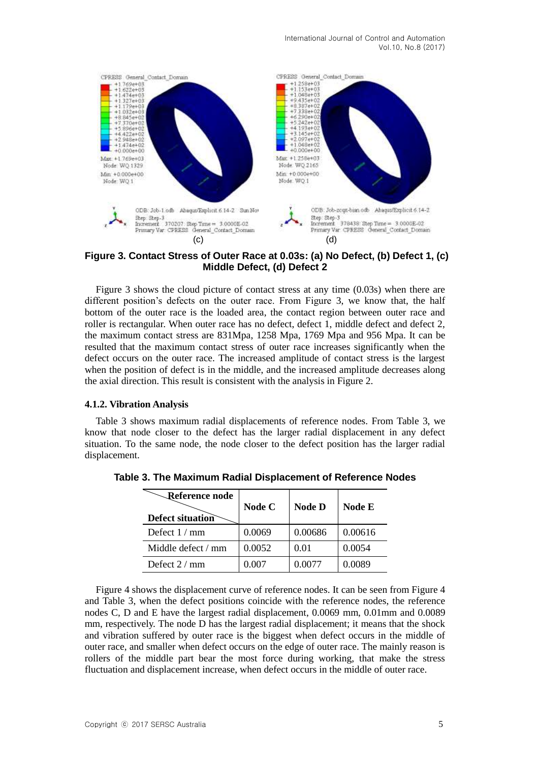Figure 3. Contact Stress of Outer Race at 0.03s: (a) No Defect, (b) Defect 1, (c) Middle Defect, (d) Defect 2

Figure 3 shows the cloud picture of contact stress at any time (0.03s) when there are different position's defects on the outer race. From Figure 3, we know that, the half bottom of the outer race is the loaded area, the contact region between outer race and roller is rectangular. When outer race has no defect, defect 1, middle defect and defect 2, the maximum contact stress are 831Mpa, 1258 Mpa, 1769 Mpa and 956 Mpa. It can be resulted that the maximum contact stress of outer race increases significantly when the defect occurs on the outer race. The increased amplitude of contact stress is the largest when the position of defect is in the middle, and the increased amplitude decreases along the axial direction. This result is consistent with the analysis in Figure 2.

### 4.1.2. Vibration Analysis

Table 3 shows maximum radial displacements of reference nodes. From Table 3, we know that node closer to the defect has the larger radial displacement in any defect situation. To the same node, the node closer to the defect position has the larger radial displacement.

**Table 3. The Maximum Radial Displacement of Reference Nodes**

| Defect situation \ Reference node | Node C | Node D | Node E |
|---|---|---|---|
| Defect 1 / mm | 0.0069 | 0.00686 | 0.00616 |
| Middle defect / mm | 0.0052 | 0.01 | 0.0054 |
| Defect 2 / mm | 0.007 | 0.0077 | 0.0089 |

Figure 4 shows the displacement curve of reference nodes. It can be seen from Figure 4 and Table 3, when the defect positions coincide with the reference nodes, the reference nodes C, D and E have the largest radial displacement, 0.0069 mm, 0.01mm and 0.0089 mm, respectively. The node D has the largest radial displacement; it means that the shock and vibration suffered by outer race is the biggest when defect occurs in the middle of outer race, and smaller when defect occurs on the edge of outer race. The mainly reason is rollers of the middle part bear the most force during working, that make the stress fluctuation and displacement increase, when defect occurs in the middle of outer race.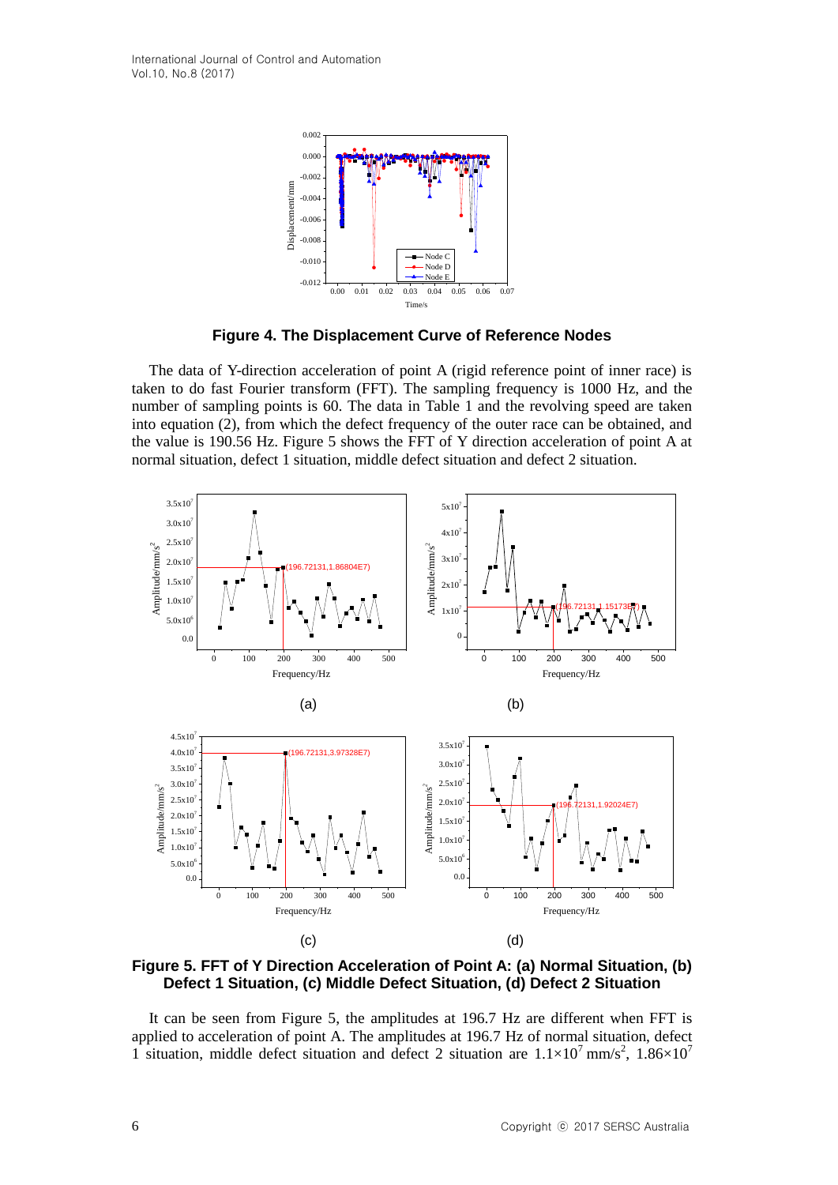**Figure 4. The Displacement Curve of Reference Nodes**

The data of Y-direction acceleration of point A (rigid reference point of inner race) is taken to do fast Fourier transform (FFT). The sampling frequency is 1000 Hz, and the number of sampling points is 60. The data in Table 1 and the revolving speed are taken into equation (2), from which the defect frequency of the outer race can be obtained, and the value is 190.56 Hz. Figure 5 shows the FFT of Y direction acceleration of point A at normal situation, defect 1 situation, middle defect situation and defect 2 situation.

(a) (b)

(c) (d)

**Figure 5. FFT of Y Direction Acceleration of Point A: (a) Normal Situation, (b) Defect 1 Situation, (c) Middle Defect Situation, (d) Defect 2 Situation**

It can be seen from Figure 5, the amplitudes at 196.7 Hz are different when FFT is applied to acceleration of point A. The amplitudes at 196.7 Hz of normal situation, defect 1 situation, middle defect situation and defect 2 situation are $1.1\times10^7$ mm/s$^2$, $1.86\times10^7$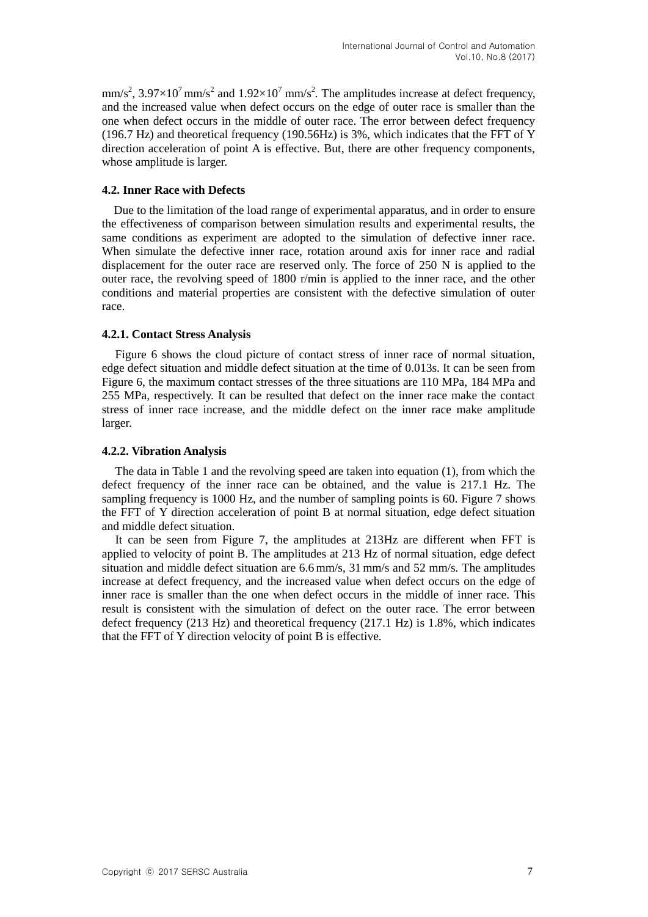mm/s$^2$, $3.97\times10^7$ mm/s$^2$ and $1.92\times10^7$ mm/s$^2$. The amplitudes increase at defect frequency, and the increased value when defect occurs on the edge of outer race is smaller than the one when defect occurs in the middle of outer race. The error between defect frequency (196.7 Hz) and theoretical frequency (190.56Hz) is 3%, which indicates that the FFT of Y direction acceleration of point A is effective. But, there are other frequency components, whose amplitude is larger.

### 4.2. Inner Race with Defects

Due to the limitation of the load range of experimental apparatus, and in order to ensure the effectiveness of comparison between simulation results and experimental results, the same conditions as experiment are adopted to the simulation of defective inner race. When simulate the defective inner race, rotation around axis for inner race and radial displacement for the outer race are reserved only. The force of 250 N is applied to the outer race, the revolving speed of 1800 r/min is applied to the inner race, and the other conditions and material properties are consistent with the defective simulation of outer race.

#### 4.2.1. Contact Stress Analysis

Figure 6 shows the cloud picture of contact stress of inner race of normal situation, edge defect situation and middle defect situation at the time of 0.013s. It can be seen from Figure 6, the maximum contact stresses of the three situations are 110 MPa, 184 MPa and 255 MPa, respectively. It can be resulted that defect on the inner race make the contact stress of inner race increase, and the middle defect on the inner race make amplitude larger.

#### 4.2.2. Vibration Analysis

The data in Table 1 and the revolving speed are taken into equation (1), from which the defect frequency of the inner race can be obtained, and the value is 217.1 Hz. The sampling frequency is 1000 Hz, and the number of sampling points is 60. Figure 7 shows the FFT of Y direction acceleration of point B at normal situation, edge defect situation and middle defect situation.

It can be seen from Figure 7, the amplitudes at 213Hz are different when FFT is applied to velocity of point B. The amplitudes at 213 Hz of normal situation, edge defect situation and middle defect situation are 6.6 mm/s, 31 mm/s and 52 mm/s. The amplitudes increase at defect frequency, and the increased value when defect occurs on the edge of inner race is smaller than the one when defect occurs in the middle of inner race. This result is consistent with the simulation of defect on the outer race. The error between defect frequency (213 Hz) and theoretical frequency (217.1 Hz) is 1.8%, which indicates that the FFT of Y direction velocity of point B is effective.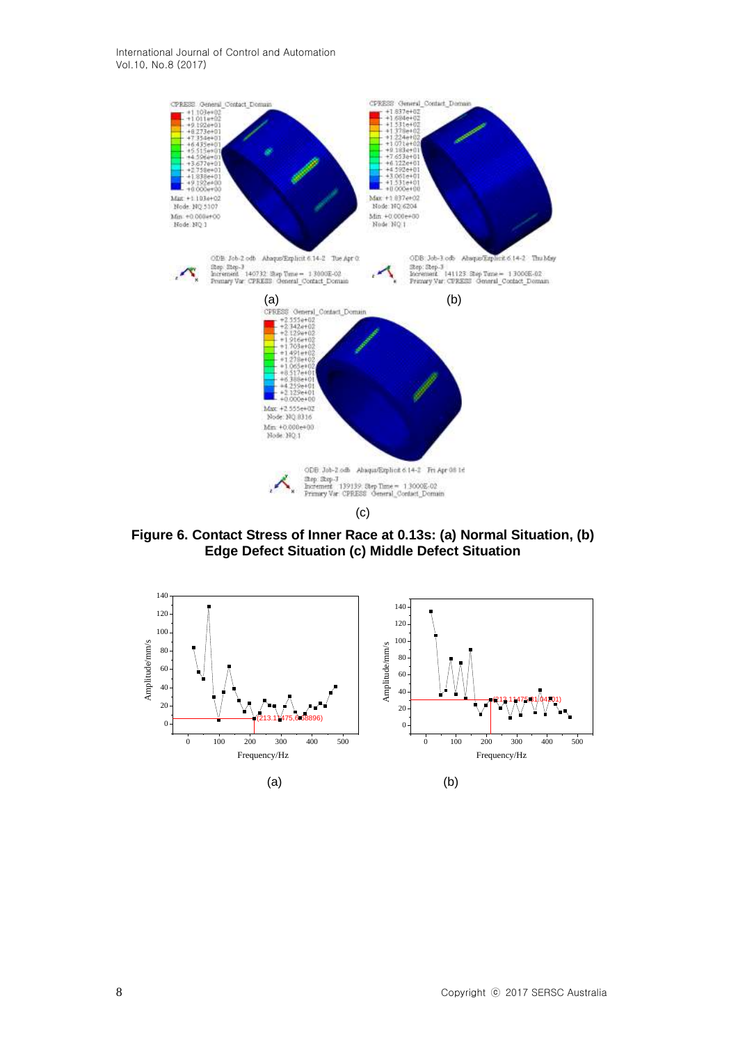(a) (b)

(c)

**Figure 6. Contact Stress of Inner Race at 0.13s: (a) Normal Situation, (b) Edge Defect Situation (c) Middle Defect Situation**

(a) (b)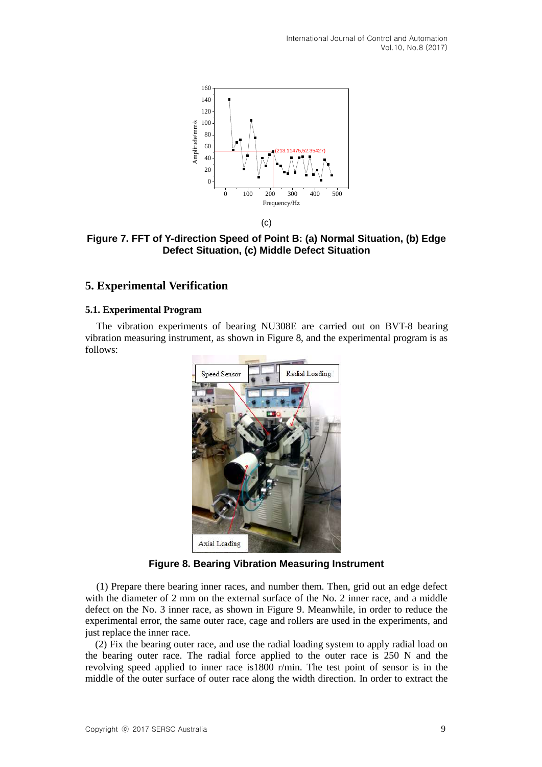(c)

**Figure 7. FFT of Y-direction Speed of Point B: (a) Normal Situation, (b) Edge Defect Situation, (c) Middle Defect Situation**

## 5. Experimental Verification

### 5.1. Experimental Program

The vibration experiments of bearing NU308E are carried out on BVT-8 bearing vibration measuring instrument, as shown in Figure 8, and the experimental program is as follows:

**Figure 8. Bearing Vibration Measuring Instrument**

(1) Prepare there bearing inner races, and number them. Then, grid out an edge defect with the diameter of 2 mm on the external surface of the No. 2 inner race, and a middle defect on the No. 3 inner race, as shown in Figure 9. Meanwhile, in order to reduce the experimental error, the same outer race, cage and rollers are used in the experiments, and just replace the inner race.

(2) Fix the bearing outer race, and use the radial loading system to apply radial load on the bearing outer race. The radial force applied to the outer race is 250 N and the revolving speed applied to inner race is1800 r/min. The test point of sensor is in the middle of the outer surface of outer race along the width direction. In order to extract the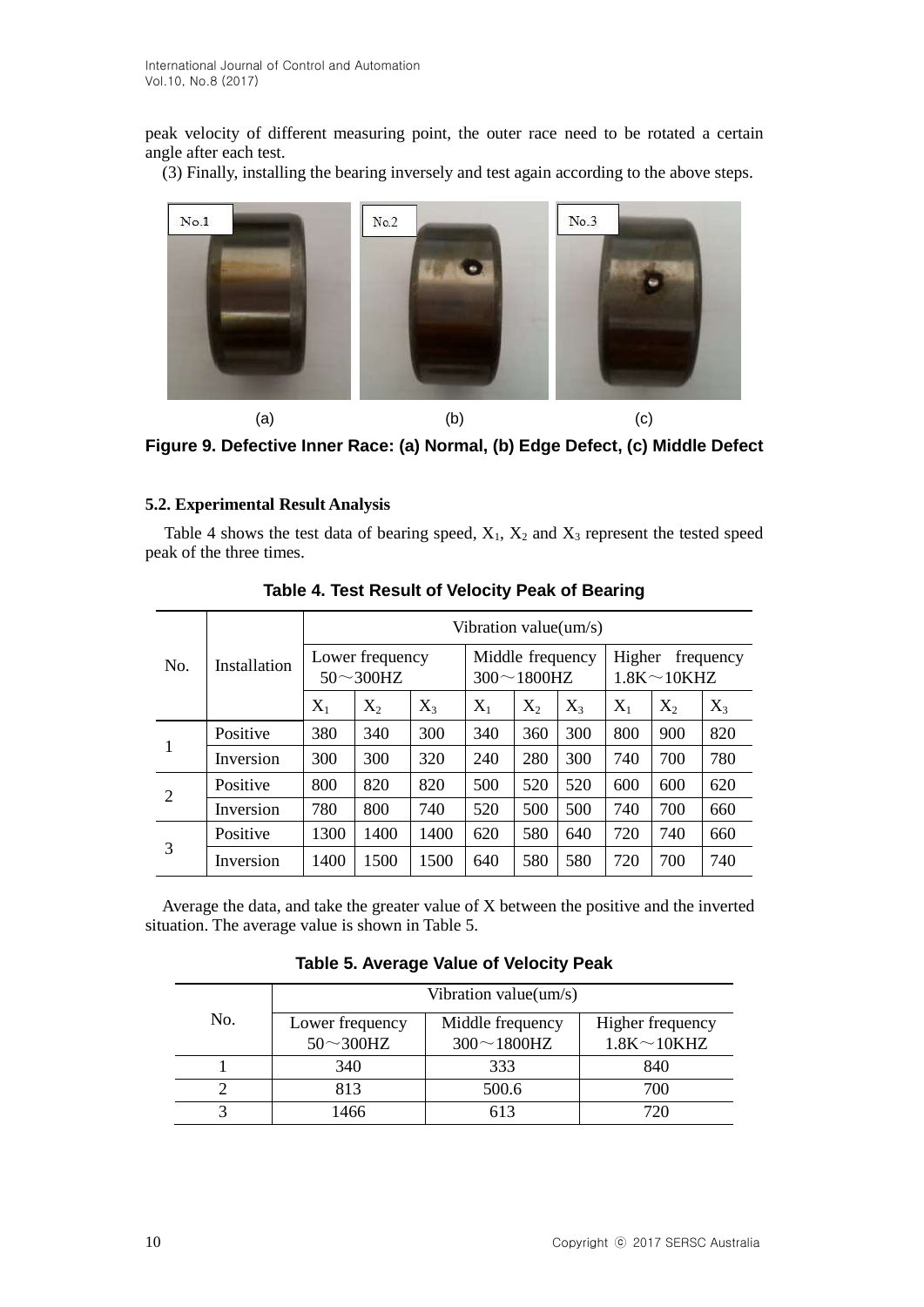peak velocity of different measuring point, the outer race need to be rotated a certain angle after each test.

(3) Finally, installing the bearing inversely and test again according to the above steps.

**Figure 9. Defective Inner Race: (a) Normal, (b) Edge Defect, (c) Middle Defect**

### 5.2. Experimental Result Analysis

Table 4 shows the test data of bearing speed, $X_1$, $X_2$ and $X_3$ represent the tested speed peak of the three times.

**Table 4. Test Result of Velocity Peak of Bearing**

| No. | Installation | Vibration value(um/s) | | | | | | | | |
|---|---|---|---|---|---|---|---|---|---|---|
| | | Lower frequency 50～300HZ | | | Middle frequency 300～1800HZ | | | Higher frequency 1.8K～10KHZ | | |
| | | $X_1$ | $X_2$ | $X_3$ | $X_1$ | $X_2$ | $X_3$ | $X_1$ | $X_2$ | $X_3$ |
| 1 | Positive | 380 | 340 | 300 | 340 | 360 | 300 | 800 | 900 | 820 |
| | Inversion | 300 | 300 | 320 | 240 | 280 | 300 | 740 | 700 | 780 |
| 2 | Positive | 800 | 820 | 820 | 500 | 520 | 520 | 600 | 600 | 620 |
| | Inversion | 780 | 800 | 740 | 520 | 500 | 500 | 740 | 700 | 660 |
| 3 | Positive | 1300 | 1400 | 1400 | 620 | 580 | 640 | 720 | 740 | 660 |
| | Inversion | 1400 | 1500 | 1500 | 640 | 580 | 580 | 720 | 700 | 740 |

Average the data, and take the greater value of X between the positive and the inverted situation. The average value is shown in Table 5.

**Table 5. Average Value of Velocity Peak**

| No. | Vibration value(um/s) | | |
|---|---|---|---|
| | Lower frequency 50～300HZ | Middle frequency 300～1800HZ | Higher frequency 1.8K～10KHZ |
| 1 | 340 | 333 | 840 |
| 2 | 813 | 500.6 | 700 |
| 3 | 1466 | 613 | 720 |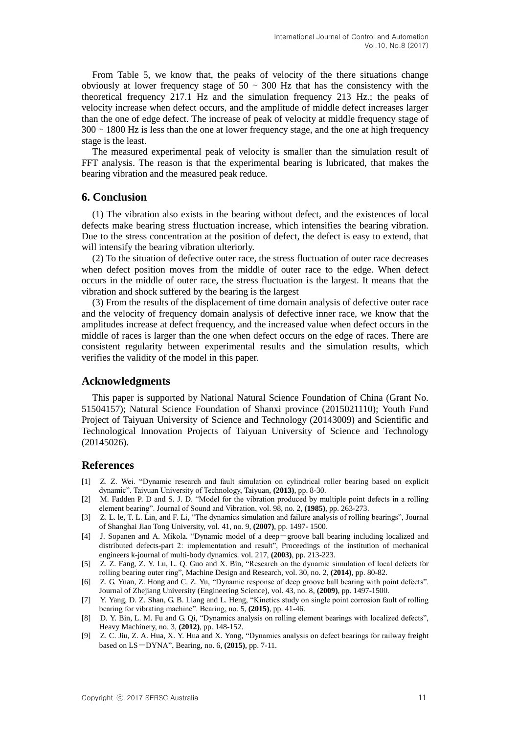From Table 5, we know that, the peaks of velocity of the there situations change obviously at lower frequency stage of 50 ~ 300 Hz that has the consistency with the theoretical frequency 217.1 Hz and the simulation frequency 213 Hz.; the peaks of velocity increase when defect occurs, and the amplitude of middle defect increases larger than the one of edge defect. The increase of peak of velocity at middle frequency stage of 300 ~ 1800 Hz is less than the one at lower frequency stage, and the one at high frequency stage is the least.

The measured experimental peak of velocity is smaller than the simulation result of FFT analysis. The reason is that the experimental bearing is lubricated, that makes the bearing vibration and the measured peak reduce.

## 6. Conclusion

(1) The vibration also exists in the bearing without defect, and the existences of local defects make bearing stress fluctuation increase, which intensifies the bearing vibration. Due to the stress concentration at the position of defect, the defect is easy to extend, that will intensify the bearing vibration ulteriorly.

(2) To the situation of defective outer race, the stress fluctuation of outer race decreases when defect position moves from the middle of outer race to the edge. When defect occurs in the middle of outer race, the stress fluctuation is the largest. It means that the vibration and shock suffered by the bearing is the largest

(3) From the results of the displacement of time domain analysis of defective outer race and the velocity of frequency domain analysis of defective inner race, we know that the amplitudes increase at defect frequency, and the increased value when defect occurs in the middle of races is larger than the one when defect occurs on the edge of races. There are consistent regularity between experimental results and the simulation results, which verifies the validity of the model in this paper.

## Acknowledgments

This paper is supported by National Natural Science Foundation of China (Grant No. 51504157); Natural Science Foundation of Shanxi province (2015021110); Youth Fund Project of Taiyuan University of Science and Technology (20143009) and Scientific and Technological Innovation Projects of Taiyuan University of Science and Technology (20145026).

## References

[1] Z. Z. Wei. "Dynamic research and fault simulation on cylindrical roller bearing based on explicit dynamic". Taiyuan University of Technology, Taiyuan, **(2013)**, pp. 8-30.

[2] M. Fadden P. D and S. J. D. "Model for the vibration produced by multiple point defects in a rolling element bearing". Journal of Sound and Vibration, vol. 98, no. 2, **(1985)**, pp. 263-273.

[3] Z. L. le, T. L. Lin, and F. Li, "The dynamics simulation and failure analysis of rolling bearings", Journal of Shanghai Jiao Tong University, vol. 41, no. 9, **(2007)**, pp. 1497- 1500.

[4] J. Sopanen and A. Mikola. "Dynamic model of a deep－groove ball bearing including localized and distributed defects-part 2: implementation and result", Proceedings of the institution of mechanical engineers k-journal of multi-body dynamics. vol. 217, **(2003)**, pp. 213-223.

[5] Z. Z. Fang, Z. Y. Lu, L. Q. Guo and X. Bin, "Research on the dynamic simulation of local defects for rolling bearing outer ring", Machine Design and Research, vol. 30, no. 2, **(2014)**, pp. 80-82.

[6] Z. G. Yuan, Z. Hong and C. Z. Yu, "Dynamic response of deep groove ball bearing with point defects". Journal of Zhejiang University (Engineering Science), vol. 43, no. 8, **(2009)**, pp. 1497-1500.

[7] Y. Yang, D. Z. Shan, G. B. Liang and L. Heng, "Kinetics study on single point corrosion fault of rolling bearing for vibrating machine". Bearing, no. 5, **(2015)**, pp. 41-46.

[8] D. Y. Bin, L. M. Fu and G. Qi, "Dynamics analysis on rolling element bearings with localized defects", Heavy Machinery, no. 3, **(2012)**, pp. 148-152.

[9] Z. C. Jiu, Z. A. Hua, X. Y. Hua and X. Yong, "Dynamics analysis on defect bearings for railway freight based on LS－DYNA", Bearing, no. 6, **(2015)**, pp. 7-11.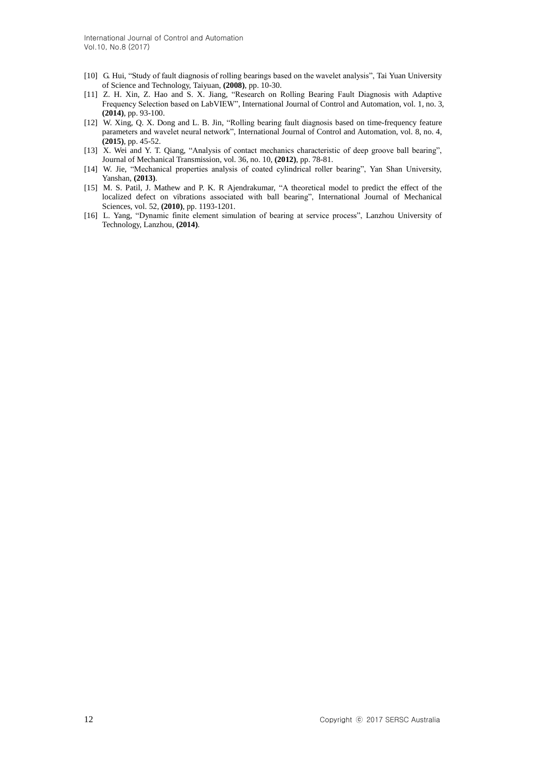[10] G. Hui, "Study of fault diagnosis of rolling bearings based on the wavelet analysis", Tai Yuan University of Science and Technology, Taiyuan, **(2008)**, pp. 10-30.

[11] Z. H. Xin, Z. Hao and S. X. Jiang, "Research on Rolling Bearing Fault Diagnosis with Adaptive Frequency Selection based on LabVIEW", International Journal of Control and Automation, vol. 1, no. 3, **(2014)**, pp. 93-100.

[12] W. Xing, Q. X. Dong and L. B. Jin, "Rolling bearing fault diagnosis based on time-frequency feature parameters and wavelet neural network", International Journal of Control and Automation, vol. 8, no. 4, **(2015)**, pp. 45-52.

[13] X. Wei and Y. T. Qiang, "Analysis of contact mechanics characteristic of deep groove ball bearing", Journal of Mechanical Transmission, vol. 36, no. 10, **(2012)**, pp. 78-81.

[14] W. Jie, "Mechanical properties analysis of coated cylindrical roller bearing", Yan Shan University, Yanshan, **(2013)**.

[15] M. S. Patil, J. Mathew and P. K. R Ajendrakumar, "A theoretical model to predict the effect of the localized defect on vibrations associated with ball bearing", International Journal of Mechanical Sciences, vol. 52, **(2010)**, pp. 1193-1201.

[16] L. Yang, "Dynamic finite element simulation of bearing at service process", Lanzhou University of Technology, Lanzhou, **(2014)**.